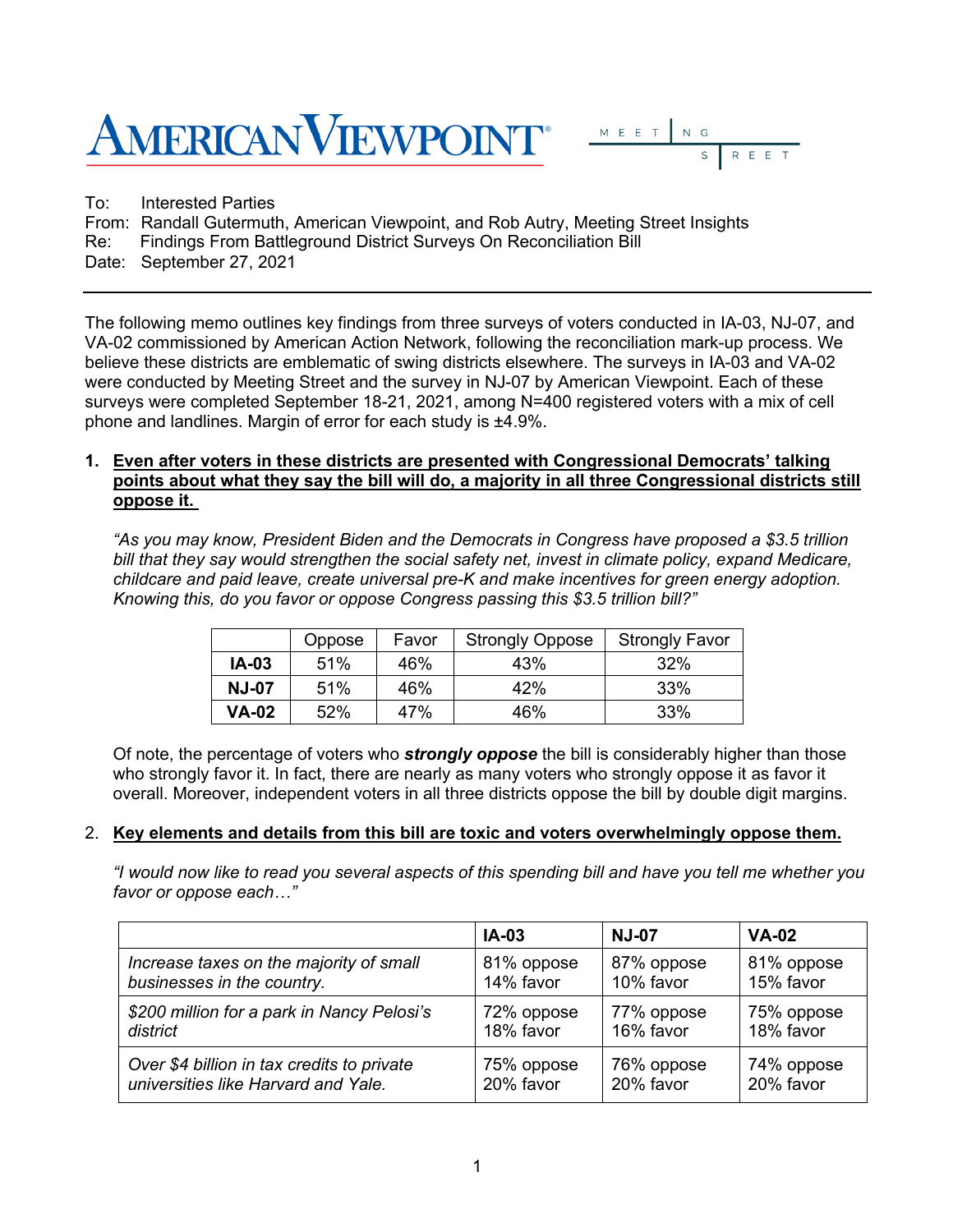AMERICAN VIEWPOINT

MEETING STREET

To: Interested Parties
From: Randall Gutermuth, American Viewpoint, and Rob Autry, Meeting Street Insights
Re: Findings From Battleground District Surveys On Reconciliation Bill
Date: September 27, 2021

---

The following memo outlines key findings from three surveys of voters conducted in IA-03, NJ-07, and VA-02 commissioned by American Action Network, following the reconciliation mark-up process. We believe these districts are emblematic of swing districts elsewhere. The surveys in IA-03 and VA-02 were conducted by Meeting Street and the survey in NJ-07 by American Viewpoint. Each of these surveys were completed September 18-21, 2021, among N=400 registered voters with a mix of cell phone and landlines. Margin of error for each study is ±4.9%.

1. **Even after voters in these districts are presented with Congressional Democrats' talking points about what they say the bill will do, a majority in all three Congressional districts still oppose it.**

   *"As you may know, President Biden and the Democrats in Congress have proposed a $3.5 trillion bill that they say would strengthen the social safety net, invest in climate policy, expand Medicare, childcare and paid leave, create universal pre-K and make incentives for green energy adoption. Knowing this, do you favor or oppose Congress passing this $3.5 trillion bill?"*

| | Oppose | Favor | Strongly Oppose | Strongly Favor |
|---|---|---|---|---|
| **IA-03** | 51% | 46% | 43% | 32% |
| **NJ-07** | 51% | 46% | 42% | 33% |
| **VA-02** | 52% | 47% | 46% | 33% |

   Of note, the percentage of voters who ***strongly oppose*** the bill is considerably higher than those who strongly favor it. In fact, there are nearly as many voters who strongly oppose it as favor it overall. Moreover, independent voters in all three districts oppose the bill by double digit margins.

2. **Key elements and details from this bill are toxic and voters overwhelmingly oppose them.**

   *"I would now like to read you several aspects of this spending bill and have you tell me whether you favor or oppose each…"*

| | IA-03 | NJ-07 | VA-02 |
|---|---|---|---|
| *Increase taxes on the majority of small businesses in the country.* | 81% oppose<br>14% favor | 87% oppose<br>10% favor | 81% oppose<br>15% favor |
| *$200 million for a park in Nancy Pelosi's district* | 72% oppose<br>18% favor | 77% oppose<br>16% favor | 75% oppose<br>18% favor |
| *Over $4 billion in tax credits to private universities like Harvard and Yale.* | 75% oppose<br>20% favor | 76% oppose<br>20% favor | 74% oppose<br>20% favor |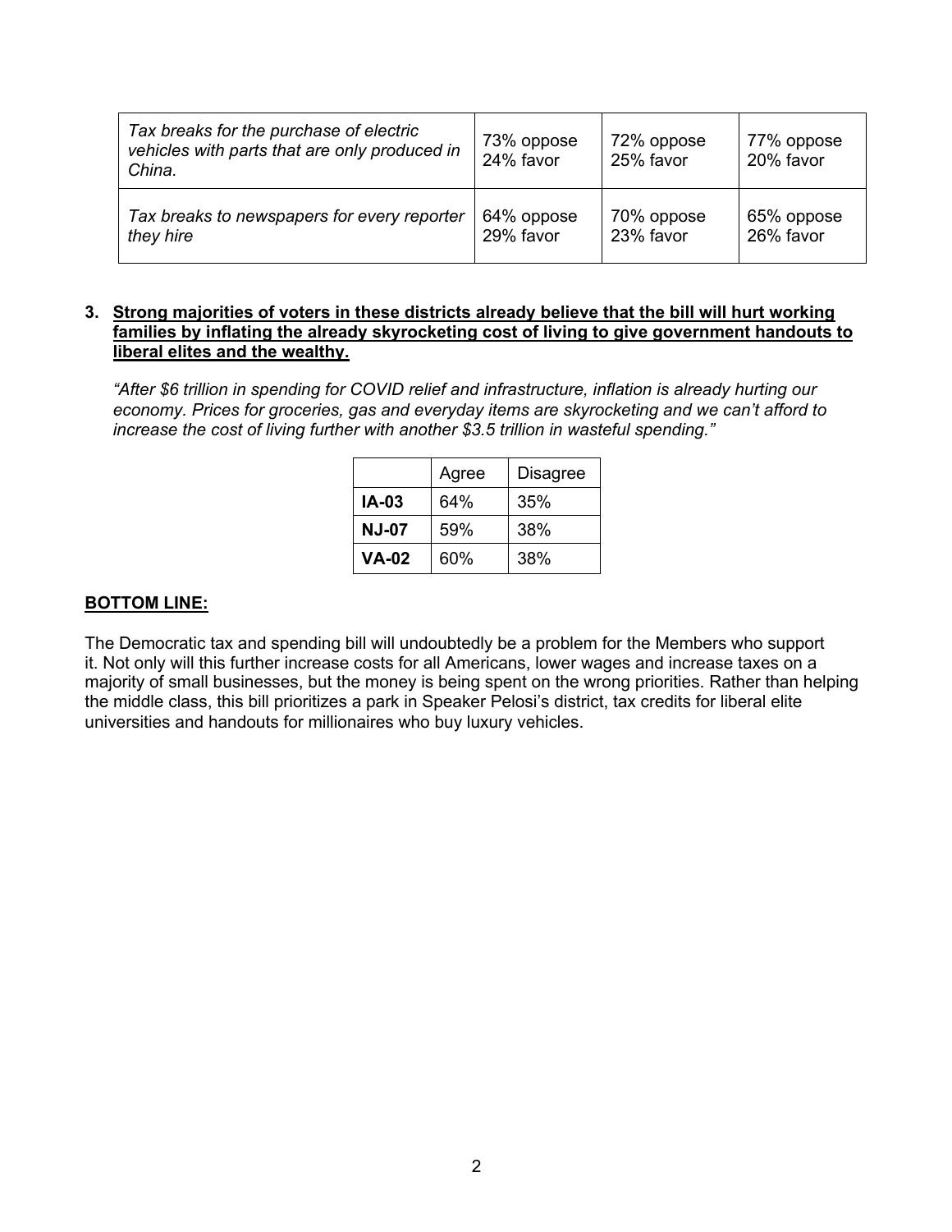| | | | |
|---|---|---|---|
| *Tax breaks for the purchase of electric vehicles with parts that are only produced in China.* | 73% oppose 24% favor | 72% oppose 25% favor | 77% oppose 20% favor |
| *Tax breaks to newspapers for every reporter they hire* | 64% oppose 29% favor | 70% oppose 23% favor | 65% oppose 26% favor |

3. **Strong majorities of voters in these districts already believe that the bill will hurt working families by inflating the already skyrocketing cost of living to give government handouts to liberal elites and the wealthy.**

   *"After $6 trillion in spending for COVID relief and infrastructure, inflation is already hurting our economy. Prices for groceries, gas and everyday items are skyrocketing and we can't afford to increase the cost of living further with another $3.5 trillion in wasteful spending."*

| | Agree | Disagree |
|---|---|---|
| **IA-03** | 64% | 35% |
| **NJ-07** | 59% | 38% |
| **VA-02** | 60% | 38% |

**BOTTOM LINE:**

The Democratic tax and spending bill will undoubtedly be a problem for the Members who support it. Not only will this further increase costs for all Americans, lower wages and increase taxes on a majority of small businesses, but the money is being spent on the wrong priorities. Rather than helping the middle class, this bill prioritizes a park in Speaker Pelosi's district, tax credits for liberal elite universities and handouts for millionaires who buy luxury vehicles.